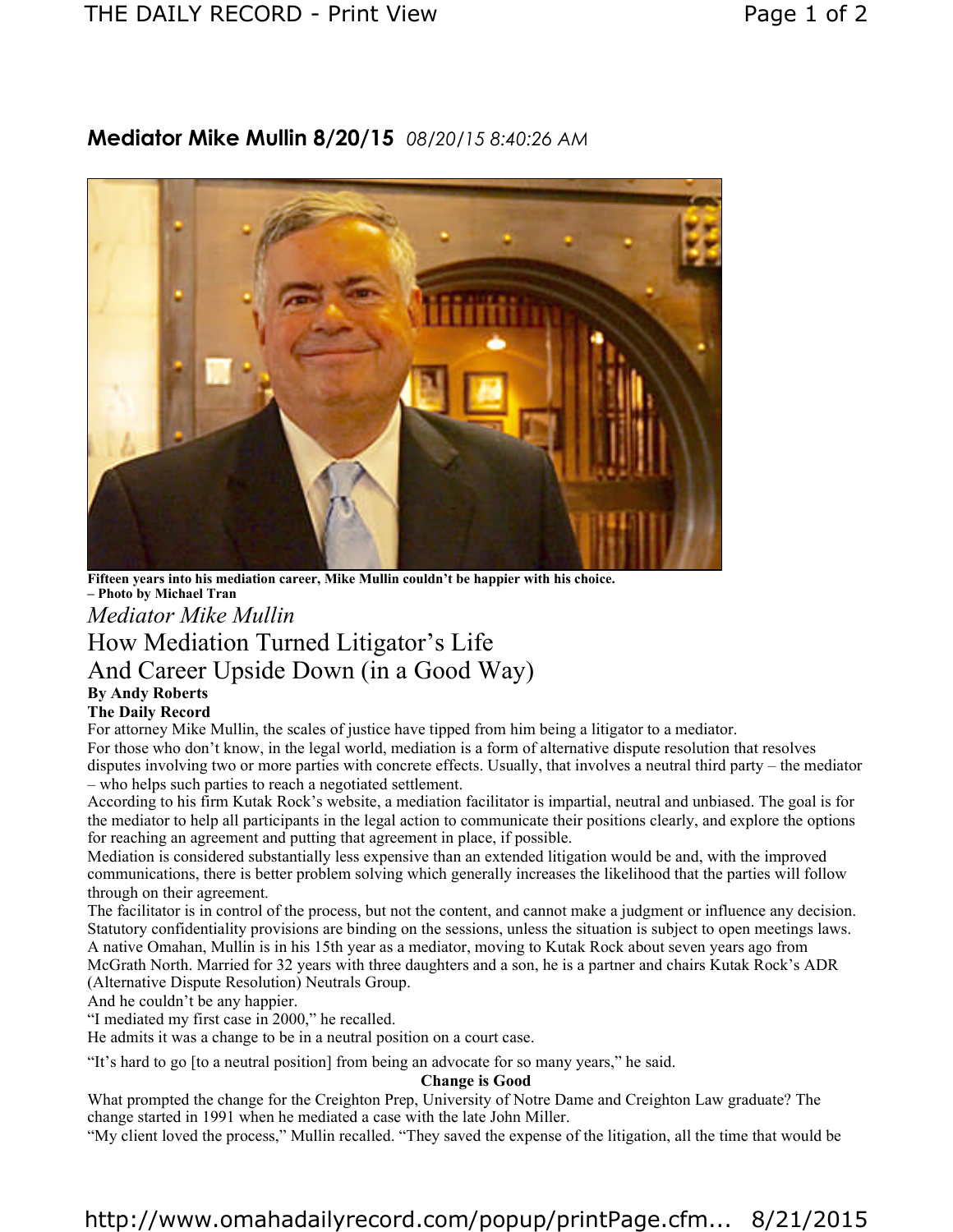# Mediator Mike Mullin 8/20/15 *08/20/15 8:40:26 AM*

**Fifteen years into his mediation career, Mike Mullin couldn't be happier with his choice. – Photo by Michael Tran**

*Mediator Mike Mullin*

## How Mediation Turned Litigator's Life And Career Upside Down (in a Good Way)

**By Andy Roberts**
**The Daily Record**

For attorney Mike Mullin, the scales of justice have tipped from him being a litigator to a mediator.

For those who don't know, in the legal world, mediation is a form of alternative dispute resolution that resolves disputes involving two or more parties with concrete effects. Usually, that involves a neutral third party – the mediator – who helps such parties to reach a negotiated settlement.

According to his firm Kutak Rock's website, a mediation facilitator is impartial, neutral and unbiased. The goal is for the mediator to help all participants in the legal action to communicate their positions clearly, and explore the options for reaching an agreement and putting that agreement in place, if possible.

Mediation is considered substantially less expensive than an extended litigation would be and, with the improved communications, there is better problem solving which generally increases the likelihood that the parties will follow through on their agreement.

The facilitator is in control of the process, but not the content, and cannot make a judgment or influence any decision. Statutory confidentiality provisions are binding on the sessions, unless the situation is subject to open meetings laws.

A native Omahan, Mullin is in his 15th year as a mediator, moving to Kutak Rock about seven years ago from McGrath North. Married for 32 years with three daughters and a son, he is a partner and chairs Kutak Rock's ADR (Alternative Dispute Resolution) Neutrals Group.

And he couldn't be any happier.

"I mediated my first case in 2000," he recalled.

He admits it was a change to be in a neutral position on a court case.

"It's hard to go [to a neutral position] from being an advocate for so many years," he said.

**Change is Good**

What prompted the change for the Creighton Prep, University of Notre Dame and Creighton Law graduate? The change started in 1991 when he mediated a case with the late John Miller.

"My client loved the process," Mullin recalled. "They saved the expense of the litigation, all the time that would be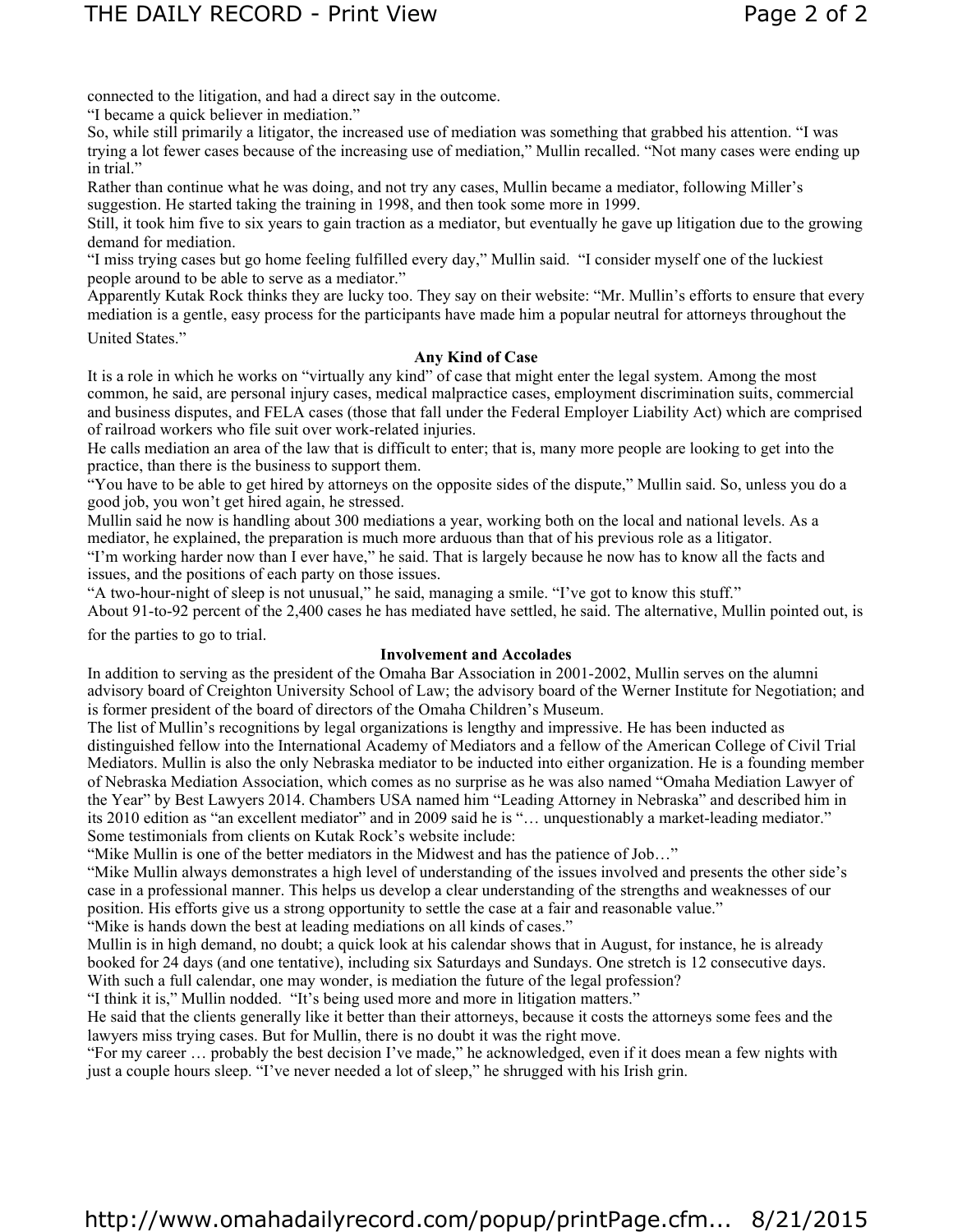connected to the litigation, and had a direct say in the outcome.

"I became a quick believer in mediation."

So, while still primarily a litigator, the increased use of mediation was something that grabbed his attention. "I was trying a lot fewer cases because of the increasing use of mediation," Mullin recalled. "Not many cases were ending up in trial."

Rather than continue what he was doing, and not try any cases, Mullin became a mediator, following Miller's suggestion. He started taking the training in 1998, and then took some more in 1999.

Still, it took him five to six years to gain traction as a mediator, but eventually he gave up litigation due to the growing demand for mediation.

"I miss trying cases but go home feeling fulfilled every day," Mullin said. "I consider myself one of the luckiest people around to be able to serve as a mediator."

Apparently Kutak Rock thinks they are lucky too. They say on their website: "Mr. Mullin's efforts to ensure that every mediation is a gentle, easy process for the participants have made him a popular neutral for attorneys throughout the United States."

**Any Kind of Case**

It is a role in which he works on "virtually any kind" of case that might enter the legal system. Among the most common, he said, are personal injury cases, medical malpractice cases, employment discrimination suits, commercial and business disputes, and FELA cases (those that fall under the Federal Employer Liability Act) which are comprised of railroad workers who file suit over work-related injuries.

He calls mediation an area of the law that is difficult to enter; that is, many more people are looking to get into the practice, than there is the business to support them.

"You have to be able to get hired by attorneys on the opposite sides of the dispute," Mullin said. So, unless you do a good job, you won't get hired again, he stressed.

Mullin said he now is handling about 300 mediations a year, working both on the local and national levels. As a mediator, he explained, the preparation is much more arduous than that of his previous role as a litigator.

"I'm working harder now than I ever have," he said. That is largely because he now has to know all the facts and issues, and the positions of each party on those issues.

"A two-hour-night of sleep is not unusual," he said, managing a smile. "I've got to know this stuff."

About 91-to-92 percent of the 2,400 cases he has mediated have settled, he said. The alternative, Mullin pointed out, is for the parties to go to trial.

**Involvement and Accolades**

In addition to serving as the president of the Omaha Bar Association in 2001-2002, Mullin serves on the alumni advisory board of Creighton University School of Law; the advisory board of the Werner Institute for Negotiation; and is former president of the board of directors of the Omaha Children's Museum.

The list of Mullin's recognitions by legal organizations is lengthy and impressive. He has been inducted as distinguished fellow into the International Academy of Mediators and a fellow of the American College of Civil Trial Mediators. Mullin is also the only Nebraska mediator to be inducted into either organization. He is a founding member of Nebraska Mediation Association, which comes as no surprise as he was also named "Omaha Mediation Lawyer of the Year" by Best Lawyers 2014. Chambers USA named him "Leading Attorney in Nebraska" and described him in its 2010 edition as "an excellent mediator" and in 2009 said he is "… unquestionably a market-leading mediator."

Some testimonials from clients on Kutak Rock's website include:

"Mike Mullin is one of the better mediators in the Midwest and has the patience of Job…"

"Mike Mullin always demonstrates a high level of understanding of the issues involved and presents the other side's case in a professional manner. This helps us develop a clear understanding of the strengths and weaknesses of our position. His efforts give us a strong opportunity to settle the case at a fair and reasonable value."

"Mike is hands down the best at leading mediations on all kinds of cases."

Mullin is in high demand, no doubt; a quick look at his calendar shows that in August, for instance, he is already booked for 24 days (and one tentative), including six Saturdays and Sundays. One stretch is 12 consecutive days.

With such a full calendar, one may wonder, is mediation the future of the legal profession?

"I think it is," Mullin nodded. "It's being used more and more in litigation matters."

He said that the clients generally like it better than their attorneys, because it costs the attorneys some fees and the lawyers miss trying cases. But for Mullin, there is no doubt it was the right move.

"For my career … probably the best decision I've made," he acknowledged, even if it does mean a few nights with just a couple hours sleep. "I've never needed a lot of sleep," he shrugged with his Irish grin.